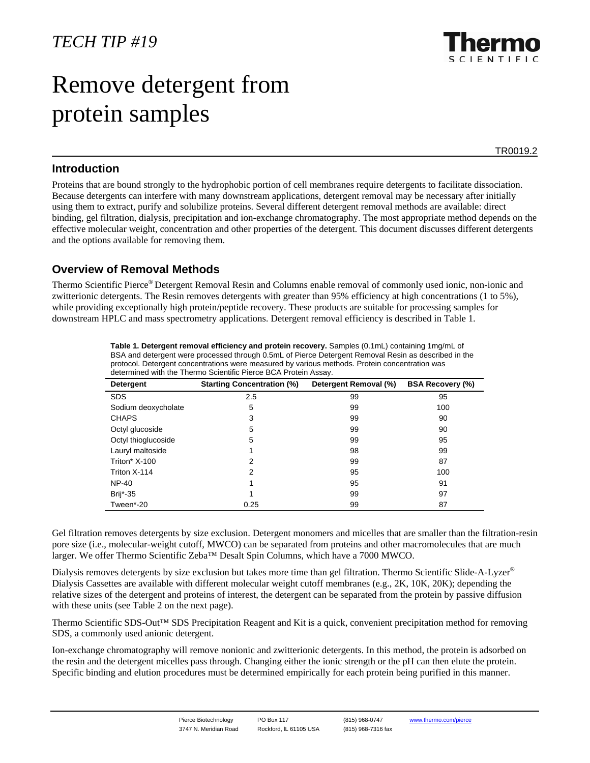*TECH TIP #19*

# Remove detergent from protein samples

TR0019.2

## Introduction

Proteins that are bound strongly to the hydrophobic portion of cell membranes require detergents to facilitate dissociation. Because detergents can interfere with many downstream applications, detergent removal may be necessary after initially using them to extract, purify and solubilize proteins. Several different detergent removal methods are available: direct binding, gel filtration, dialysis, precipitation and ion-exchange chromatography. The most appropriate method depends on the effective molecular weight, concentration and other properties of the detergent. This document discusses different detergents and the options available for removing them.

## Overview of Removal Methods

Thermo Scientific Pierce® Detergent Removal Resin and Columns enable removal of commonly used ionic, non-ionic and zwitterionic detergents. The Resin removes detergents with greater than 95% efficiency at high concentrations (1 to 5%), while providing exceptionally high protein/peptide recovery. These products are suitable for processing samples for downstream HPLC and mass spectrometry applications. Detergent removal efficiency is described in Table 1.

**Table 1. Detergent removal efficiency and protein recovery.** Samples (0.1mL) containing 1mg/mL of BSA and detergent were processed through 0.5mL of Pierce Detergent Removal Resin as described in the protocol. Detergent concentrations were measured by various methods. Protein concentration was determined with the Thermo Scientific Pierce BCA Protein Assay.

| Detergent | Starting Concentration (%) | Detergent Removal (%) | BSA Recovery (%) |
|---|---|---|---|
| SDS | 2.5 | 99 | 95 |
| Sodium deoxycholate | 5 | 99 | 100 |
| CHAPS | 3 | 99 | 90 |
| Octyl glucoside | 5 | 99 | 90 |
| Octyl thioglucoside | 5 | 99 | 95 |
| Lauryl maltoside | 1 | 98 | 99 |
| Triton* X-100 | 2 | 99 | 87 |
| Triton X-114 | 2 | 95 | 100 |
| NP-40 | 1 | 95 | 91 |
| Brij*-35 | 1 | 99 | 97 |
| Tween*-20 | 0.25 | 99 | 87 |

Gel filtration removes detergents by size exclusion. Detergent monomers and micelles that are smaller than the filtration-resin pore size (i.e., molecular-weight cutoff, MWCO) can be separated from proteins and other macromolecules that are much larger. We offer Thermo Scientific Zeba™ Desalt Spin Columns, which have a 7000 MWCO.

Dialysis removes detergents by size exclusion but takes more time than gel filtration. Thermo Scientific Slide-A-Lyzer® Dialysis Cassettes are available with different molecular weight cutoff membranes (e.g., 2K, 10K, 20K); depending the relative sizes of the detergent and proteins of interest, the detergent can be separated from the protein by passive diffusion with these units (see Table 2 on the next page).

Thermo Scientific SDS-Out™ SDS Precipitation Reagent and Kit is a quick, convenient precipitation method for removing SDS, a commonly used anionic detergent.

Ion-exchange chromatography will remove nonionic and zwitterionic detergents. In this method, the protein is adsorbed on the resin and the detergent micelles pass through. Changing either the ionic strength or the pH can then elute the protein. Specific binding and elution procedures must be determined empirically for each protein being purified in this manner.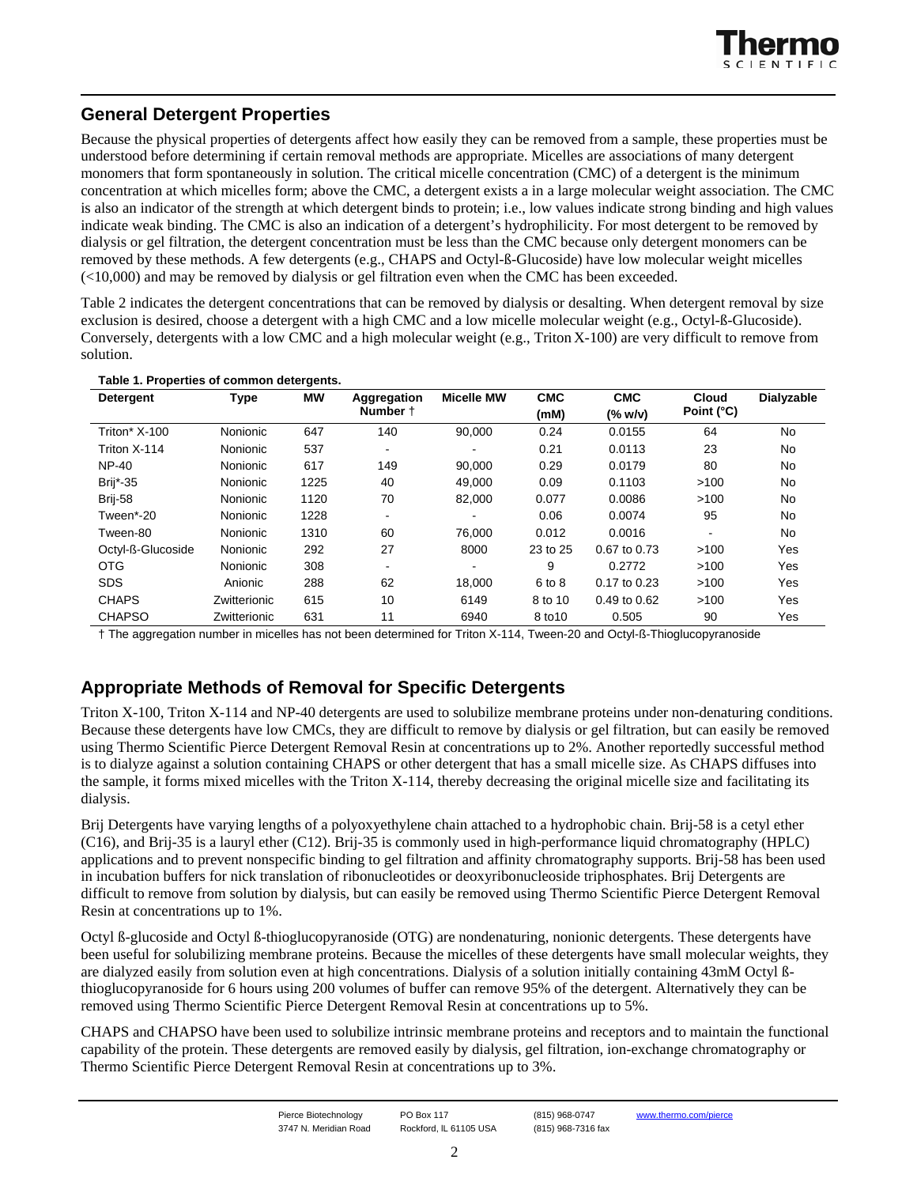## General Detergent Properties

Because the physical properties of detergents affect how easily they can be removed from a sample, these properties must be understood before determining if certain removal methods are appropriate. Micelles are associations of many detergent monomers that form spontaneously in solution. The critical micelle concentration (CMC) of a detergent is the minimum concentration at which micelles form; above the CMC, a detergent exists a in a large molecular weight association. The CMC is also an indicator of the strength at which detergent binds to protein; i.e., low values indicate strong binding and high values indicate weak binding. The CMC is also an indication of a detergent's hydrophilicity. For most detergent to be removed by dialysis or gel filtration, the detergent concentration must be less than the CMC because only detergent monomers can be removed by these methods. A few detergents (e.g., CHAPS and Octyl-ß-Glucoside) have low molecular weight micelles (<10,000) and may be removed by dialysis or gel filtration even when the CMC has been exceeded.

Table 2 indicates the detergent concentrations that can be removed by dialysis or desalting. When detergent removal by size exclusion is desired, choose a detergent with a high CMC and a low micelle molecular weight (e.g., Octyl-ß-Glucoside). Conversely, detergents with a low CMC and a high molecular weight (e.g., Triton X-100) are very difficult to remove from solution.

**Table 1. Properties of common detergents.**

| Detergent | Type | MW | Aggregation Number † | Micelle MW | CMC (mM) | CMC (% w/v) | Cloud Point (°C) | Dialyzable |
|---|---|---|---|---|---|---|---|---|
| Triton* X-100 | Nonionic | 647 | 140 | 90,000 | 0.24 | 0.0155 | 64 | No |
| Triton X-114 | Nonionic | 537 | - | - | 0.21 | 0.0113 | 23 | No |
| NP-40 | Nonionic | 617 | 149 | 90,000 | 0.29 | 0.0179 | 80 | No |
| Brij*-35 | Nonionic | 1225 | 40 | 49,000 | 0.09 | 0.1103 | >100 | No |
| Brij-58 | Nonionic | 1120 | 70 | 82,000 | 0.077 | 0.0086 | >100 | No |
| Tween*-20 | Nonionic | 1228 | - | - | 0.06 | 0.0074 | 95 | No |
| Tween-80 | Nonionic | 1310 | 60 | 76,000 | 0.012 | 0.0016 | - | No |
| Octyl-ß-Glucoside | Nonionic | 292 | 27 | 8000 | 23 to 25 | 0.67 to 0.73 | >100 | Yes |
| OTG | Nonionic | 308 | - | - | 9 | 0.2772 | >100 | Yes |
| SDS | Anionic | 288 | 62 | 18,000 | 6 to 8 | 0.17 to 0.23 | >100 | Yes |
| CHAPS | Zwitterionic | 615 | 10 | 6149 | 8 to 10 | 0.49 to 0.62 | >100 | Yes |
| CHAPSO | Zwitterionic | 631 | 11 | 6940 | 8 to10 | 0.505 | 90 | Yes |

† The aggregation number in micelles has not been determined for Triton X-114, Tween-20 and Octyl-ß-Thioglucopyranoside

## Appropriate Methods of Removal for Specific Detergents

Triton X-100, Triton X-114 and NP-40 detergents are used to solubilize membrane proteins under non-denaturing conditions. Because these detergents have low CMCs, they are difficult to remove by dialysis or gel filtration, but can easily be removed using Thermo Scientific Pierce Detergent Removal Resin at concentrations up to 2%. Another reportedly successful method is to dialyze against a solution containing CHAPS or other detergent that has a small micelle size. As CHAPS diffuses into the sample, it forms mixed micelles with the Triton X-114, thereby decreasing the original micelle size and facilitating its dialysis.

Brij Detergents have varying lengths of a polyoxyethylene chain attached to a hydrophobic chain. Brij-58 is a cetyl ether (C16), and Brij-35 is a lauryl ether (C12). Brij-35 is commonly used in high-performance liquid chromatography (HPLC) applications and to prevent nonspecific binding to gel filtration and affinity chromatography supports. Brij-58 has been used in incubation buffers for nick translation of ribonucleotides or deoxyribonucleoside triphosphates. Brij Detergents are difficult to remove from solution by dialysis, but can easily be removed using Thermo Scientific Pierce Detergent Removal Resin at concentrations up to 1%.

Octyl ß-glucoside and Octyl ß-thioglucopyranoside (OTG) are nondenaturing, nonionic detergents. These detergents have been useful for solubilizing membrane proteins. Because the micelles of these detergents have small molecular weights, they are dialyzed easily from solution even at high concentrations. Dialysis of a solution initially containing 43mM Octyl ß-thioglucopyranoside for 6 hours using 200 volumes of buffer can remove 95% of the detergent. Alternatively they can be removed using Thermo Scientific Pierce Detergent Removal Resin at concentrations up to 5%.

CHAPS and CHAPSO have been used to solubilize intrinsic membrane proteins and receptors and to maintain the functional capability of the protein. These detergents are removed easily by dialysis, gel filtration, ion-exchange chromatography or Thermo Scientific Pierce Detergent Removal Resin at concentrations up to 3%.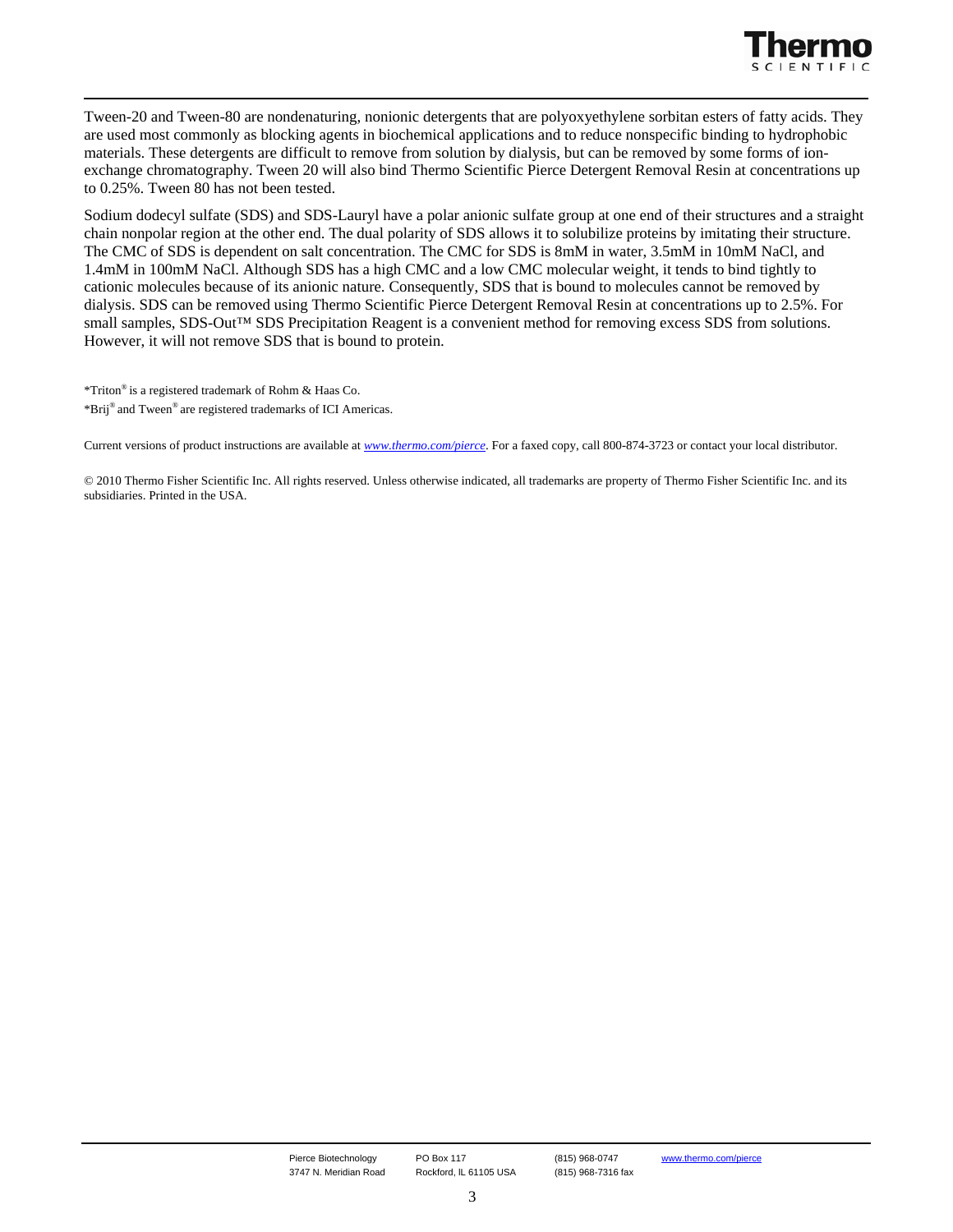Tween-20 and Tween-80 are nondenaturing, nonionic detergents that are polyoxyethylene sorbitan esters of fatty acids. They are used most commonly as blocking agents in biochemical applications and to reduce nonspecific binding to hydrophobic materials. These detergents are difficult to remove from solution by dialysis, but can be removed by some forms of ion-exchange chromatography. Tween 20 will also bind Thermo Scientific Pierce Detergent Removal Resin at concentrations up to 0.25%. Tween 80 has not been tested.

Sodium dodecyl sulfate (SDS) and SDS-Lauryl have a polar anionic sulfate group at one end of their structures and a straight chain nonpolar region at the other end. The dual polarity of SDS allows it to solubilize proteins by imitating their structure. The CMC of SDS is dependent on salt concentration. The CMC for SDS is 8mM in water, 3.5mM in 10mM NaCl, and 1.4mM in 100mM NaCl. Although SDS has a high CMC and a low CMC molecular weight, it tends to bind tightly to cationic molecules because of its anionic nature. Consequently, SDS that is bound to molecules cannot be removed by dialysis. SDS can be removed using Thermo Scientific Pierce Detergent Removal Resin at concentrations up to 2.5%. For small samples, SDS-Out™ SDS Precipitation Reagent is a convenient method for removing excess SDS from solutions. However, it will not remove SDS that is bound to protein.

*Triton® is a registered trademark of Rohm & Haas Co.

*Brij® and Tween® are registered trademarks of ICI Americas.

Current versions of product instructions are available at *www.thermo.com/pierce*. For a faxed copy, call 800-874-3723 or contact your local distributor.

© 2010 Thermo Fisher Scientific Inc. All rights reserved. Unless otherwise indicated, all trademarks are property of Thermo Fisher Scientific Inc. and its subsidiaries. Printed in the USA.